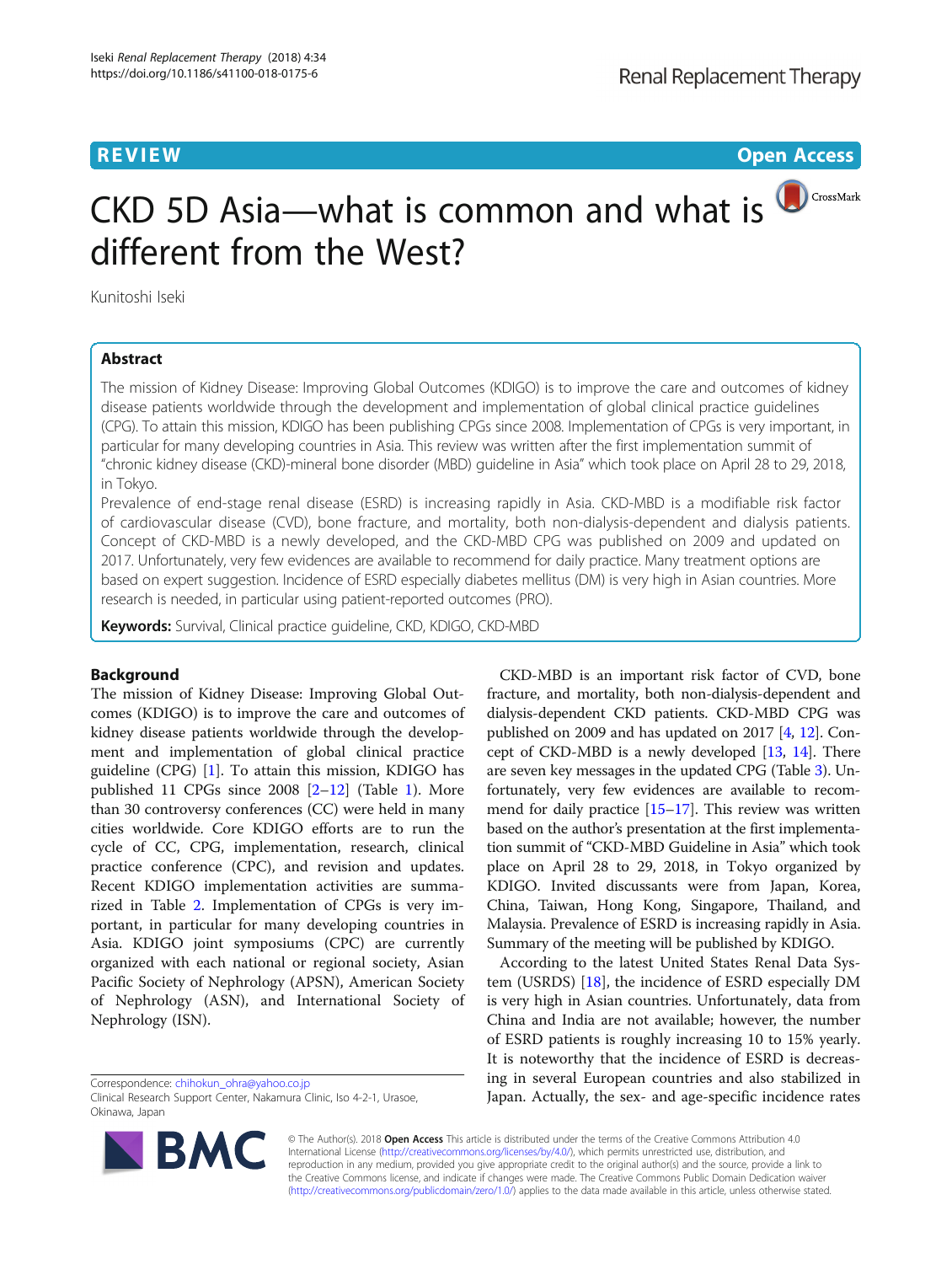REVIEW

Open Access

# CKD 5D Asia—what is common and what is different from the West?

Kunitoshi Iseki

## Abstract

The mission of Kidney Disease: Improving Global Outcomes (KDIGO) is to improve the care and outcomes of kidney disease patients worldwide through the development and implementation of global clinical practice guidelines (CPG). To attain this mission, KDIGO has been publishing CPGs since 2008. Implementation of CPGs is very important, in particular for many developing countries in Asia. This review was written after the first implementation summit of "chronic kidney disease (CKD)-mineral bone disorder (MBD) guideline in Asia" which took place on April 28 to 29, 2018, in Tokyo.

Prevalence of end-stage renal disease (ESRD) is increasing rapidly in Asia. CKD-MBD is a modifiable risk factor of cardiovascular disease (CVD), bone fracture, and mortality, both non-dialysis-dependent and dialysis patients. Concept of CKD-MBD is a newly developed, and the CKD-MBD CPG was published on 2009 and updated on 2017. Unfortunately, very few evidences are available to recommend for daily practice. Many treatment options are based on expert suggestion. Incidence of ESRD especially diabetes mellitus (DM) is very high in Asian countries. More research is needed, in particular using patient-reported outcomes (PRO).

**Keywords:** Survival, Clinical practice guideline, CKD, KDIGO, CKD-MBD

## Background

The mission of Kidney Disease: Improving Global Outcomes (KDIGO) is to improve the care and outcomes of kidney disease patients worldwide through the development and implementation of global clinical practice guideline (CPG) [1]. To attain this mission, KDIGO has published 11 CPGs since 2008 [2–12] (Table 1). More than 30 controversy conferences (CC) were held in many cities worldwide. Core KDIGO efforts are to run the cycle of CC, CPG, implementation, research, clinical practice conference (CPC), and revision and updates. Recent KDIGO implementation activities are summarized in Table 2. Implementation of CPGs is very important, in particular for many developing countries in Asia. KDIGO joint symposiums (CPC) are currently organized with each national or regional society, Asian Pacific Society of Nephrology (APSN), American Society of Nephrology (ASN), and International Society of Nephrology (ISN).

CKD-MBD is an important risk factor of CVD, bone fracture, and mortality, both non-dialysis-dependent and dialysis-dependent CKD patients. CKD-MBD CPG was published on 2009 and has updated on 2017 [4, 12]. Concept of CKD-MBD is a newly developed [13, 14]. There are seven key messages in the updated CPG (Table 3). Unfortunately, very few evidences are available to recommend for daily practice [15–17]. This review was written based on the author's presentation at the first implementation summit of "CKD-MBD Guideline in Asia" which took place on April 28 to 29, 2018, in Tokyo organized by KDIGO. Invited discussants were from Japan, Korea, China, Taiwan, Hong Kong, Singapore, Thailand, and Malaysia. Prevalence of ESRD is increasing rapidly in Asia. Summary of the meeting will be published by KDIGO.

According to the latest United States Renal Data System (USRDS) [18], the incidence of ESRD especially DM is very high in Asian countries. Unfortunately, data from China and India are not available; however, the number of ESRD patients is roughly increasing 10 to 15% yearly. It is noteworthy that the incidence of ESRD is decreasing in several European countries and also stabilized in Japan. Actually, the sex- and age-specific incidence rates

Correspondence: chihokun_ohra@yahoo.co.jp
Clinical Research Support Center, Nakamura Clinic, Iso 4-2-1, Urasoe, Okinawa, Japan

© The Author(s). 2018 **Open Access** This article is distributed under the terms of the Creative Commons Attribution 4.0 International License (http://creativecommons.org/licenses/by/4.0/), which permits unrestricted use, distribution, and reproduction in any medium, provided you give appropriate credit to the original author(s) and the source, provide a link to the Creative Commons license, and indicate if changes were made. The Creative Commons Public Domain Dedication waiver (http://creativecommons.org/publicdomain/zero/1.0/) applies to the data made available in this article, unless otherwise stated.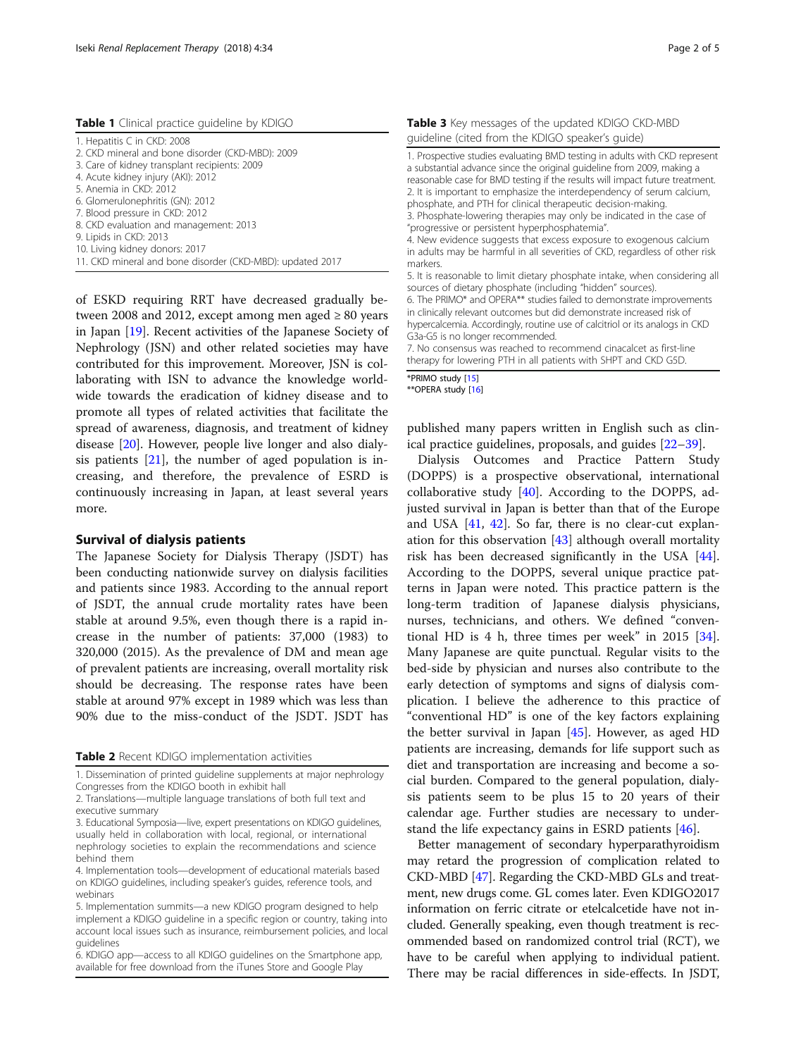**Table 1** Clinical practice guideline by KDIGO

| |
|---|
| 1. Hepatitis C in CKD: 2008 |
| 2. CKD mineral and bone disorder (CKD-MBD): 2009 |
| 3. Care of kidney transplant recipients: 2009 |
| 4. Acute kidney injury (AKI): 2012 |
| 5. Anemia in CKD: 2012 |
| 6. Glomerulonephritis (GN): 2012 |
| 7. Blood pressure in CKD: 2012 |
| 8. CKD evaluation and management: 2013 |
| 9. Lipids in CKD: 2013 |
| 10. Living kidney donors: 2017 |
| 11. CKD mineral and bone disorder (CKD-MBD): updated 2017 |

of ESKD requiring RRT have decreased gradually between 2008 and 2012, except among men aged ≥ 80 years in Japan [19]. Recent activities of the Japanese Society of Nephrology (JSN) and other related societies may have contributed for this improvement. Moreover, JSN is collaborating with ISN to advance the knowledge worldwide towards the eradication of kidney disease and to promote all types of related activities that facilitate the spread of awareness, diagnosis, and treatment of kidney disease [20]. However, people live longer and also dialysis patients [21], the number of aged population is increasing, and therefore, the prevalence of ESRD is continuously increasing in Japan, at least several years more.

## Survival of dialysis patients

The Japanese Society for Dialysis Therapy (JSDT) has been conducting nationwide survey on dialysis facilities and patients since 1983. According to the annual report of JSDT, the annual crude mortality rates have been stable at around 9.5%, even though there is a rapid increase in the number of patients: 37,000 (1983) to 320,000 (2015). As the prevalence of DM and mean age of prevalent patients are increasing, overall mortality risk should be decreasing. The response rates have been stable at around 97% except in 1989 which was less than 90% due to the miss-conduct of the JSDT. JSDT has

**Table 2** Recent KDIGO implementation activities

| |
|---|
| 1. Dissemination of printed guideline supplements at major nephrology Congresses from the KDIGO booth in exhibit hall |
| 2. Translations—multiple language translations of both full text and executive summary |
| 3. Educational Symposia—live, expert presentations on KDIGO guidelines, usually held in collaboration with local, regional, or international nephrology societies to explain the recommendations and science behind them |
| 4. Implementation tools—development of educational materials based on KDIGO guidelines, including speaker's guides, reference tools, and webinars |
| 5. Implementation summits—a new KDIGO program designed to help implement a KDIGO guideline in a specific region or country, taking into account local issues such as insurance, reimbursement policies, and local guidelines |
| 6. KDIGO app—access to all KDIGO guidelines on the Smartphone app, available for free download from the iTunes Store and Google Play |

**Table 3** Key messages of the updated KDIGO CKD-MBD guideline (cited from the KDIGO speaker's guide)

| |
|---|
| 1. Prospective studies evaluating BMD testing in adults with CKD represent a substantial advance since the original guideline from 2009, making a reasonable case for BMD testing if the results will impact future treatment. |
| 2. It is important to emphasize the interdependency of serum calcium, phosphate, and PTH for clinical therapeutic decision-making. |
| 3. Phosphate-lowering therapies may only be indicated in the case of "progressive or persistent hyperphosphatemia". |
| 4. New evidence suggests that excess exposure to exogenous calcium in adults may be harmful in all severities of CKD, regardless of other risk markers. |
| 5. It is reasonable to limit dietary phosphate intake, when considering all sources of dietary phosphate (including "hidden" sources). |
| 6. The PRIMO* and OPERA** studies failed to demonstrate improvements in clinically relevant outcomes but did demonstrate increased risk of hypercalcemia. Accordingly, routine use of calcitriol or its analogs in CKD G3a-G5 is no longer recommended. |
| 7. No consensus was reached to recommend cinacalcet as first-line therapy for lowering PTH in all patients with SHPT and CKD G5D. |

*PRIMO study [15]
**OPERA study [16]

published many papers written in English such as clinical practice guidelines, proposals, and guides [22–39].

Dialysis Outcomes and Practice Pattern Study (DOPPS) is a prospective observational, international collaborative study [40]. According to the DOPPS, adjusted survival in Japan is better than that of the Europe and USA [41, 42]. So far, there is no clear-cut explanation for this observation [43] although overall mortality risk has been decreased significantly in the USA [44]. According to the DOPPS, several unique practice patterns in Japan were noted. This practice pattern is the long-term tradition of Japanese dialysis physicians, nurses, technicians, and others. We defined "conventional HD is 4 h, three times per week" in 2015 [34]. Many Japanese are quite punctual. Regular visits to the bed-side by physician and nurses also contribute to the early detection of symptoms and signs of dialysis complication. I believe the adherence to this practice of "conventional HD" is one of the key factors explaining the better survival in Japan [45]. However, as aged HD patients are increasing, demands for life support such as diet and transportation are increasing and become a social burden. Compared to the general population, dialysis patients seem to be plus 15 to 20 years of their calendar age. Further studies are necessary to understand the life expectancy gains in ESRD patients [46].

Better management of secondary hyperparathyroidism may retard the progression of complication related to CKD-MBD [47]. Regarding the CKD-MBD GLs and treatment, new drugs come. GL comes later. Even KDIGO2017 information on ferric citrate or etelcalcetide have not included. Generally speaking, even though treatment is recommended based on randomized control trial (RCT), we have to be careful when applying to individual patient. There may be racial differences in side-effects. In JSDT,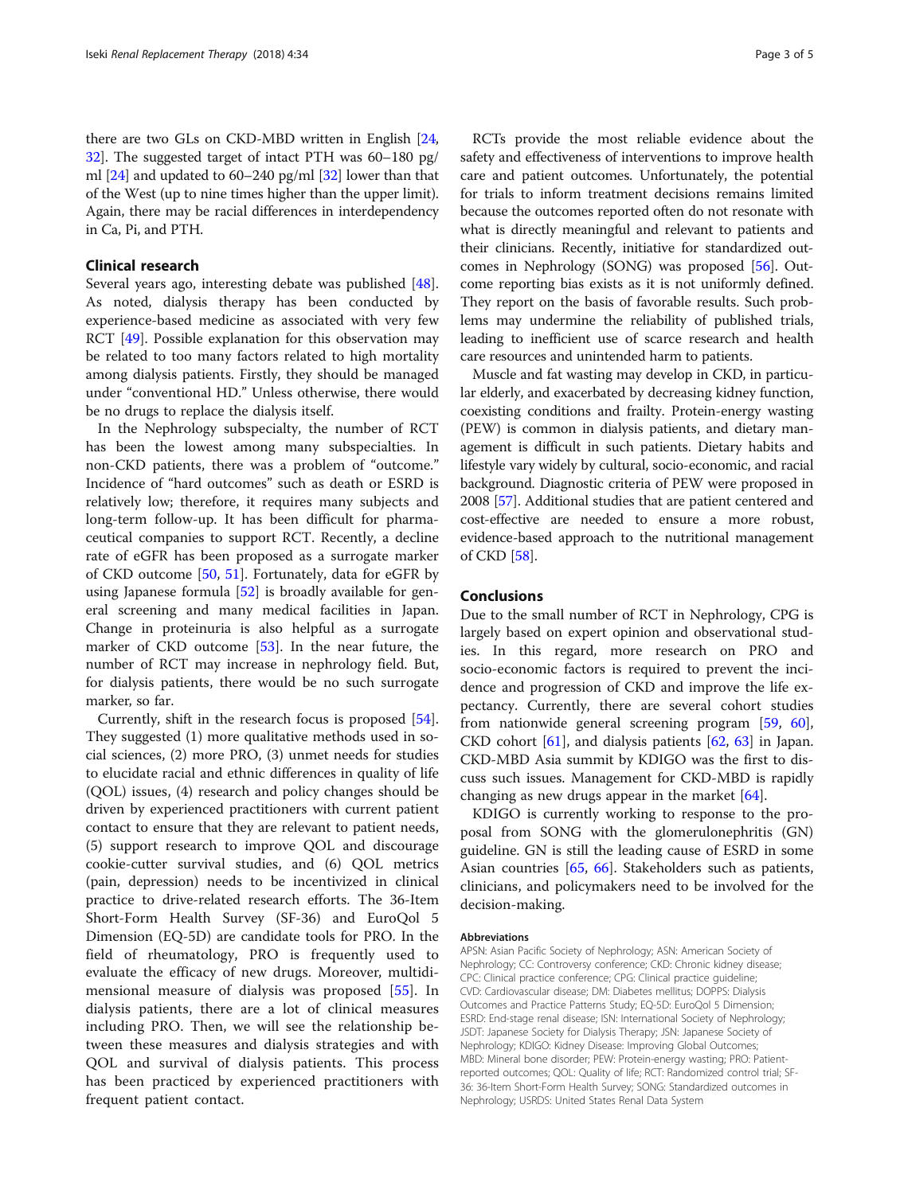there are two GLs on CKD-MBD written in English [24, 32]. The suggested target of intact PTH was 60–180 pg/ml [24] and updated to 60–240 pg/ml [32] lower than that of the West (up to nine times higher than the upper limit). Again, there may be racial differences in interdependency in Ca, Pi, and PTH.

## Clinical research

Several years ago, interesting debate was published [48]. As noted, dialysis therapy has been conducted by experience-based medicine as associated with very few RCT [49]. Possible explanation for this observation may be related to too many factors related to high mortality among dialysis patients. Firstly, they should be managed under "conventional HD." Unless otherwise, there would be no drugs to replace the dialysis itself.

In the Nephrology subspecialty, the number of RCT has been the lowest among many subspecialties. In non-CKD patients, there was a problem of "outcome." Incidence of "hard outcomes" such as death or ESRD is relatively low; therefore, it requires many subjects and long-term follow-up. It has been difficult for pharmaceutical companies to support RCT. Recently, a decline rate of eGFR has been proposed as a surrogate marker of CKD outcome [50, 51]. Fortunately, data for eGFR by using Japanese formula [52] is broadly available for general screening and many medical facilities in Japan. Change in proteinuria is also helpful as a surrogate marker of CKD outcome [53]. In the near future, the number of RCT may increase in nephrology field. But, for dialysis patients, there would be no such surrogate marker, so far.

Currently, shift in the research focus is proposed [54]. They suggested (1) more qualitative methods used in social sciences, (2) more PRO, (3) unmet needs for studies to elucidate racial and ethnic differences in quality of life (QOL) issues, (4) research and policy changes should be driven by experienced practitioners with current patient contact to ensure that they are relevant to patient needs, (5) support research to improve QOL and discourage cookie-cutter survival studies, and (6) QOL metrics (pain, depression) needs to be incentivized in clinical practice to drive-related research efforts. The 36-Item Short-Form Health Survey (SF-36) and EuroQol 5 Dimension (EQ-5D) are candidate tools for PRO. In the field of rheumatology, PRO is frequently used to evaluate the efficacy of new drugs. Moreover, multidimensional measure of dialysis was proposed [55]. In dialysis patients, there are a lot of clinical measures including PRO. Then, we will see the relationship between these measures and dialysis strategies and with QOL and survival of dialysis patients. This process has been practiced by experienced practitioners with frequent patient contact.

RCTs provide the most reliable evidence about the safety and effectiveness of interventions to improve health care and patient outcomes. Unfortunately, the potential for trials to inform treatment decisions remains limited because the outcomes reported often do not resonate with what is directly meaningful and relevant to patients and their clinicians. Recently, initiative for standardized outcomes in Nephrology (SONG) was proposed [56]. Outcome reporting bias exists as it is not uniformly defined. They report on the basis of favorable results. Such problems may undermine the reliability of published trials, leading to inefficient use of scarce research and health care resources and unintended harm to patients.

Muscle and fat wasting may develop in CKD, in particular elderly, and exacerbated by decreasing kidney function, coexisting conditions and frailty. Protein-energy wasting (PEW) is common in dialysis patients, and dietary management is difficult in such patients. Dietary habits and lifestyle vary widely by cultural, socio-economic, and racial background. Diagnostic criteria of PEW were proposed in 2008 [57]. Additional studies that are patient centered and cost-effective are needed to ensure a more robust, evidence-based approach to the nutritional management of CKD [58].

## Conclusions

Due to the small number of RCT in Nephrology, CPG is largely based on expert opinion and observational studies. In this regard, more research on PRO and socio-economic factors is required to prevent the incidence and progression of CKD and improve the life expectancy. Currently, there are several cohort studies from nationwide general screening program [59, 60], CKD cohort [61], and dialysis patients [62, 63] in Japan. CKD-MBD Asia summit by KDIGO was the first to discuss such issues. Management for CKD-MBD is rapidly changing as new drugs appear in the market [64].

KDIGO is currently working to response to the proposal from SONG with the glomerulonephritis (GN) guideline. GN is still the leading cause of ESRD in some Asian countries [65, 66]. Stakeholders such as patients, clinicians, and policymakers need to be involved for the decision-making.

#### Abbreviations

APSN: Asian Pacific Society of Nephrology; ASN: American Society of Nephrology; CC: Controversy conference; CKD: Chronic kidney disease; CPC: Clinical practice conference; CPG: Clinical practice guideline; CVD: Cardiovascular disease; DM: Diabetes mellitus; DOPPS: Dialysis Outcomes and Practice Patterns Study; EQ-5D: EuroQol 5 Dimension; ESRD: End-stage renal disease; ISN: International Society of Nephrology; JSDT: Japanese Society for Dialysis Therapy; JSN: Japanese Society of Nephrology; KDIGO: Kidney Disease: Improving Global Outcomes; MBD: Mineral bone disorder; PEW: Protein-energy wasting; PRO: Patient-reported outcomes; QOL: Quality of life; RCT: Randomized control trial; SF-36: 36-Item Short-Form Health Survey; SONG: Standardized outcomes in Nephrology; USRDS: United States Renal Data System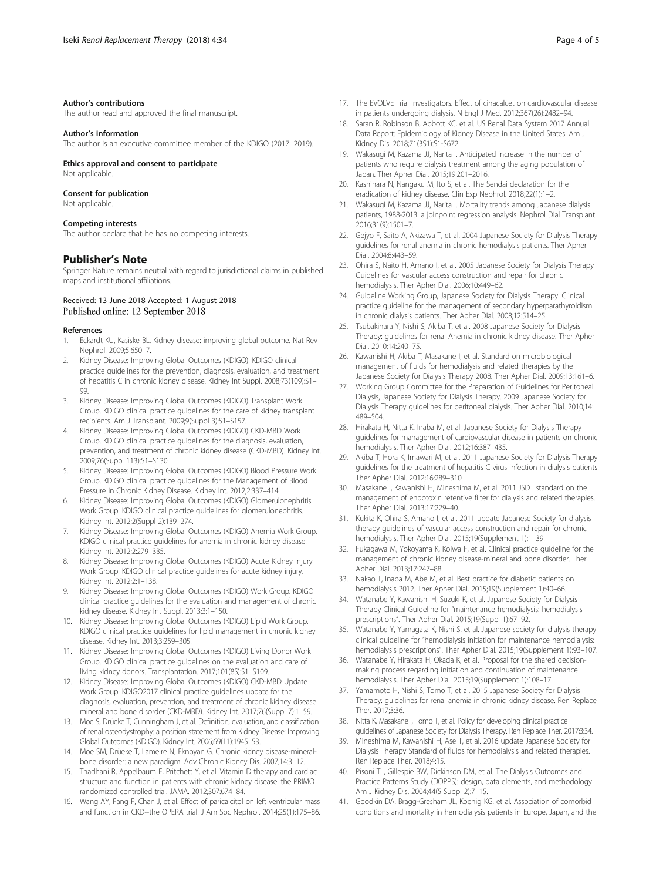#### Author's contributions

The author read and approved the final manuscript.

#### Author's information

The author is an executive committee member of the KDIGO (2017–2019).

#### Ethics approval and consent to participate

Not applicable.

#### Consent for publication

Not applicable.

#### Competing interests

The author declare that he has no competing interests.

## Publisher's Note

Springer Nature remains neutral with regard to jurisdictional claims in published maps and institutional affiliations.

Received: 13 June 2018 Accepted: 1 August 2018
Published online: 12 September 2018

#### References

1. Eckardt KU, Kasiske BL. Kidney disease: improving global outcome. Nat Rev Nephrol. 2009;5:650–7.
2. Kidney Disease: Improving Global Outcomes (KDIGO). KDIGO clinical practice guidelines for the prevention, diagnosis, evaluation, and treatment of hepatitis C in chronic kidney disease. Kidney Int Suppl. 2008;73(109):S1–99.
3. Kidney Disease: Improving Global Outcomes (KDIGO) Transplant Work Group. KDIGO clinical practice guidelines for the care of kidney transplant recipients. Am J Transplant. 2009;9(Suppl 3):S1–S157.
4. Kidney Disease: Improving Global Outcomes (KDIGO) CKD-MBD Work Group. KDIGO clinical practice guidelines for the diagnosis, evaluation, prevention, and treatment of chronic kidney disease (CKD-MBD). Kidney Int. 2009;76(Suppl 113):S1–S130.
5. Kidney Disease: Improving Global Outcomes (KDIGO) Blood Pressure Work Group. KDIGO clinical practice guidelines for the Management of Blood Pressure in Chronic Kidney Disease. Kidney Int. 2012;2:337–414.
6. Kidney Disease: Improving Global Outcomes (KDIGO) Glomerulonephritis Work Group. KDIGO clinical practice guidelines for glomerulonephritis. Kidney Int. 2012;2(Suppl 2):139–274.
7. Kidney Disease: Improving Global Outcomes (KDIGO) Anemia Work Group. KDIGO clinical practice guidelines for anemia in chronic kidney disease. Kidney Int. 2012;2:279–335.
8. Kidney Disease: Improving Global Outcomes (KDIGO) Acute Kidney Injury Work Group. KDIGO clinical practice guidelines for acute kidney injury. Kidney Int. 2012;2:1–138.
9. Kidney Disease: Improving Global Outcomes (KDIGO) Work Group. KDIGO clinical practice guidelines for the evaluation and management of chronic kidney disease. Kidney Int Suppl. 2013;3:1–150.
10. Kidney Disease: Improving Global Outcomes (KDIGO) Lipid Work Group. KDIGO clinical practice guidelines for lipid management in chronic kidney disease. Kidney Int. 2013;3:259–305.
11. Kidney Disease: Improving Global Outcomes (KDIGO) Living Donor Work Group. KDIGO clinical practice guidelines on the evaluation and care of living kidney donors. Transplantation. 2017;101(8S):S1–S109.
12. Kidney Disease: Improving Global Outcomes (KDIGO) CKD-MBD Update Work Group. KDIGO2017 clinical practice guidelines update for the diagnosis, evaluation, prevention, and treatment of chronic kidney disease – mineral and bone disorder (CKD-MBD). Kidney Int. 2017;76(Suppl 7):1–59.
13. Moe S, Drüeke T, Cunningham J, et al. Definition, evaluation, and classification of renal osteodystrophy: a position statement from Kidney Disease: Improving Global Outcomes (KDIGO). Kidney Int. 2006;69(11):1945–53.
14. Moe SM, Drüeke T, Lameire N, Eknoyan G. Chronic kidney disease-mineral-bone disorder: a new paradigm. Adv Chronic Kidney Dis. 2007;14:3–12.
15. Thadhani R, Appelbaum E, Pritchett Y, et al. Vitamin D therapy and cardiac structure and function in patients with chronic kidney disease: the PRIMO randomized controlled trial. JAMA. 2012;307:674–84.
16. Wang AY, Fang F, Chan J, et al. Effect of paricalcitol on left ventricular mass and function in CKD--the OPERA trial. J Am Soc Nephrol. 2014;25(1):175–86.
17. The EVOLVE Trial Investigators. Effect of cinacalcet on cardiovascular disease in patients undergoing dialysis. N Engl J Med. 2012;367(26):2482–94.
18. Saran R, Robinson B, Abbott KC, et al. US Renal Data System 2017 Annual Data Report: Epidemiology of Kidney Disease in the United States. Am J Kidney Dis. 2018;71(3S1):S1-S672.
19. Wakasugi M, Kazama JJ, Narita I. Anticipated increase in the number of patients who require dialysis treatment among the aging population of Japan. Ther Apher Dial. 2015;19:201–2016.
20. Kashihara N, Nangaku M, Ito S, et al. The Sendai declaration for the eradication of kidney disease. Clin Exp Nephrol. 2018;22(1):1–2.
21. Wakasugi M, Kazama JJ, Narita I. Mortality trends among Japanese dialysis patients, 1988-2013: a joinpoint regression analysis. Nephrol Dial Transplant. 2016;31(9):1501–7.
22. Gejyo F, Saito A, Akizawa T, et al. 2004 Japanese Society for Dialysis Therapy guidelines for renal anemia in chronic hemodialysis patients. Ther Apher Dial. 2004;8:443–59.
23. Ohira S, Naito H, Amano I, et al. 2005 Japanese Society for Dialysis Therapy Guidelines for vascular access construction and repair for chronic hemodialysis. Ther Apher Dial. 2006;10:449–62.
24. Guideline Working Group, Japanese Society for Dialysis Therapy. Clinical practice guideline for the management of secondary hyperparathyroidism in chronic dialysis patients. Ther Apher Dial. 2008;12:514–25.
25. Tsubakihara Y, Nishi S, Akiba T, et al. 2008 Japanese Society for Dialysis Therapy: guidelines for renal Anemia in chronic kidney disease. Ther Apher Dial. 2010;14:240–75.
26. Kawanishi H, Akiba T, Masakane I, et al. Standard on microbiological management of fluids for hemodialysis and related therapies by the Japanese Society for Dialysis Therapy 2008. Ther Apher Dial. 2009;13:161–6.
27. Working Group Committee for the Preparation of Guidelines for Peritoneal Dialysis, Japanese Society for Dialysis Therapy. 2009 Japanese Society for Dialysis Therapy guidelines for peritoneal dialysis. Ther Apher Dial. 2010;14: 489–504.
28. Hirakata H, Nitta K, Inaba M, et al. Japanese Society for Dialysis Therapy guidelines for management of cardiovascular disease in patients on chronic hemodialysis. Ther Apher Dial. 2012;16:387–435.
29. Akiba T, Hora K, Imawari M, et al. 2011 Japanese Society for Dialysis Therapy guidelines for the treatment of hepatitis C virus infection in dialysis patients. Ther Apher Dial. 2012;16:289–310.
30. Masakane I, Kawanishi H, Mineshima M, et al. 2011 JSDT standard on the management of endotoxin retentive filter for dialysis and related therapies. Ther Apher Dial. 2013;17:229–40.
31. Kukita K, Ohira S, Amano I, et al. 2011 update Japanese Society for dialysis therapy guidelines of vascular access construction and repair for chronic hemodialysis. Ther Apher Dial. 2015;19(Supplement 1):1–39.
32. Fukagawa M, Yokoyama K, Koiwa F, et al. Clinical practice guideline for the management of chronic kidney disease-mineral and bone disorder. Ther Apher Dial. 2013;17:247–88.
33. Nakao T, Inaba M, Abe M, et al. Best practice for diabetic patients on hemodialysis 2012. Ther Apher Dial. 2015;19(Supplement 1):40–66.
34. Watanabe Y, Kawanishi H, Suzuki K, et al. Japanese Society for Dialysis Therapy Clinical Guideline for "maintenance hemodialysis: hemodialysis prescriptions". Ther Apher Dial. 2015;19(Suppl 1):67–92.
35. Watanabe Y, Yamagata K, Nishi S, et al. Japanese society for dialysis therapy clinical guideline for "hemodialysis initiation for maintenance hemodialysis: hemodialysis prescriptions". Ther Apher Dial. 2015;19(Supplement 1):93–107.
36. Watanabe Y, Hirakata H, Okada K, et al. Proposal for the shared decision-making process regarding initiation and continuation of maintenance hemodialysis. Ther Apher Dial. 2015;19(Supplement 1):108–17.
37. Yamamoto H, Nishi S, Tomo T, et al. 2015 Japanese Society for Dialysis Therapy: guidelines for renal anemia in chronic kidney disease. Ren Replace Ther. 2017;3:36.
38. Nitta K, Masakane I, Tomo T, et al. Policy for developing clinical practice guidelines of Japanese Society for Dialysis Therapy. Ren Replace Ther. 2017;3:34.
39. Mineshima M, Kawanishi H, Ase T, et al. 2016 update Japanese Society for Dialysis Therapy Standard of fluids for hemodialysis and related therapies. Ren Replace Ther. 2018;4:15.
40. Pisoni TL, Gillespie BW, Dickinson DM, et al. The Dialysis Outcomes and Practice Patterns Study (DOPPS): design, data elements, and methodology. Am J Kidney Dis. 2004;44(5 Suppl 2):7–15.
41. Goodkin DA, Bragg-Gresham JL, Koenig KG, et al. Association of comorbid conditions and mortality in hemodialysis patients in Europe, Japan, and the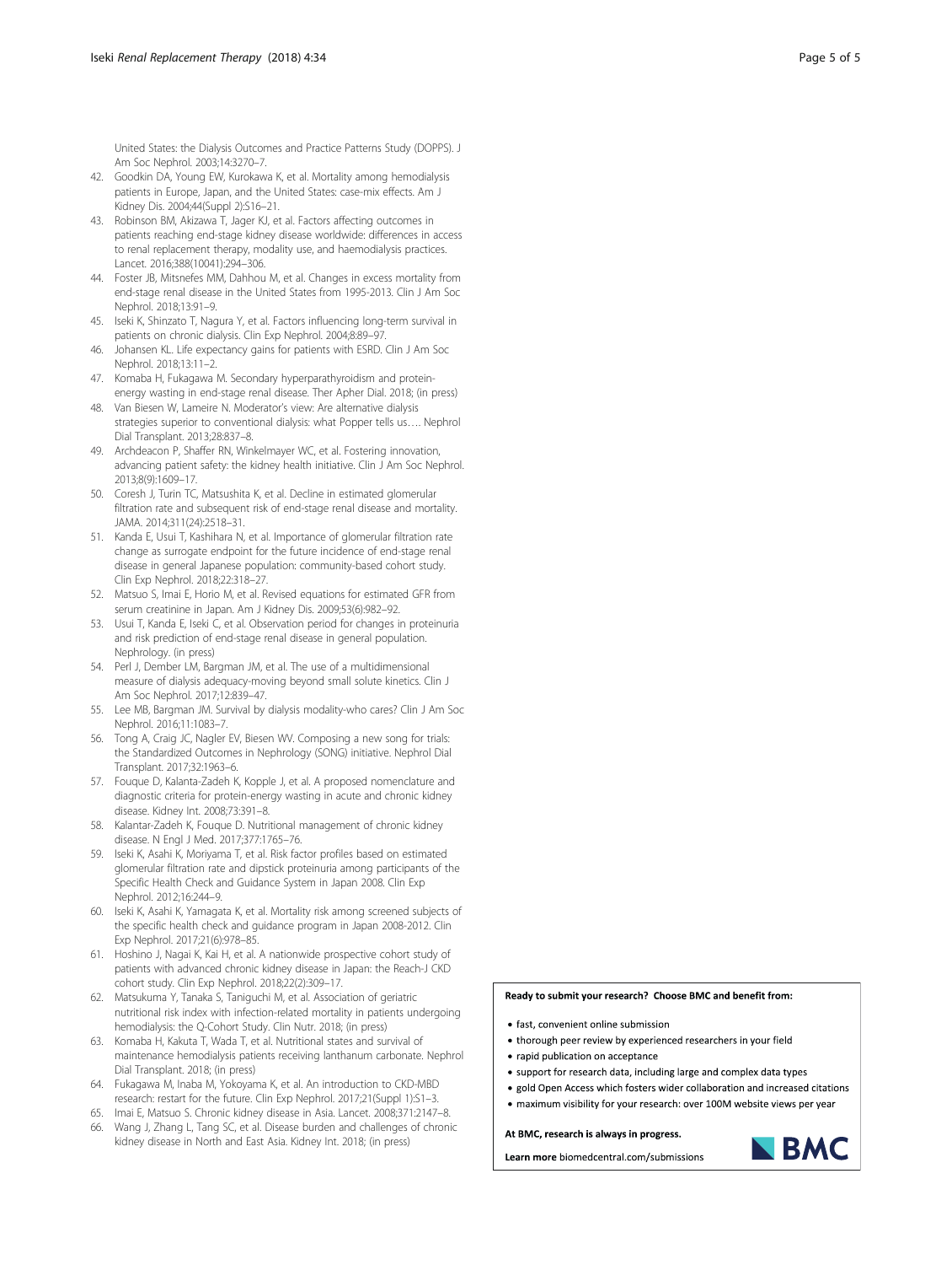United States: the Dialysis Outcomes and Practice Patterns Study (DOPPS). J Am Soc Nephrol. 2003;14:3270–7.

42. Goodkin DA, Young EW, Kurokawa K, et al. Mortality among hemodialysis patients in Europe, Japan, and the United States: case-mix effects. Am J Kidney Dis. 2004;44(Suppl 2):S16–21.
43. Robinson BM, Akizawa T, Jager KJ, et al. Factors affecting outcomes in patients reaching end-stage kidney disease worldwide: differences in access to renal replacement therapy, modality use, and haemodialysis practices. Lancet. 2016;388(10041):294–306.
44. Foster JB, Mitsnefes MM, Dahhou M, et al. Changes in excess mortality from end-stage renal disease in the United States from 1995-2013. Clin J Am Soc Nephrol. 2018;13:91–9.
45. Iseki K, Shinzato T, Nagura Y, et al. Factors influencing long-term survival in patients on chronic dialysis. Clin Exp Nephrol. 2004;8:89–97.
46. Johansen KL. Life expectancy gains for patients with ESRD. Clin J Am Soc Nephrol. 2018;13:11–2.
47. Komaba H, Fukagawa M. Secondary hyperparathyroidism and protein-energy wasting in end-stage renal disease. Ther Apher Dial. 2018; (in press)
48. Van Biesen W, Lameire N. Moderator's view: Are alternative dialysis strategies superior to conventional dialysis: what Popper tells us…. Nephrol Dial Transplant. 2013;28:837–8.
49. Archdeacon P, Shaffer RN, Winkelmayer WC, et al. Fostering innovation, advancing patient safety: the kidney health initiative. Clin J Am Soc Nephrol. 2013;8(9):1609–17.
50. Coresh J, Turin TC, Matsushita K, et al. Decline in estimated glomerular filtration rate and subsequent risk of end-stage renal disease and mortality. JAMA. 2014;311(24):2518–31.
51. Kanda E, Usui T, Kashihara N, et al. Importance of glomerular filtration rate change as surrogate endpoint for the future incidence of end-stage renal disease in general Japanese population: community-based cohort study. Clin Exp Nephrol. 2018;22:318–27.
52. Matsuo S, Imai E, Horio M, et al. Revised equations for estimated GFR from serum creatinine in Japan. Am J Kidney Dis. 2009;53(6):982–92.
53. Usui T, Kanda E, Iseki C, et al. Observation period for changes in proteinuria and risk prediction of end-stage renal disease in general population. Nephrology. (in press)
54. Perl J, Dember LM, Bargman JM, et al. The use of a multidimensional measure of dialysis adequacy-moving beyond small solute kinetics. Clin J Am Soc Nephrol. 2017;12:839–47.
55. Lee MB, Bargman JM. Survival by dialysis modality-who cares? Clin J Am Soc Nephrol. 2016;11:1083–7.
56. Tong A, Craig JC, Nagler EV, Biesen WV. Composing a new song for trials: the Standardized Outcomes in Nephrology (SONG) initiative. Nephrol Dial Transplant. 2017;32:1963–6.
57. Fouque D, Kalanta-Zadeh K, Kopple J, et al. A proposed nomenclature and diagnostic criteria for protein-energy wasting in acute and chronic kidney disease. Kidney Int. 2008;73:391–8.
58. Kalantar-Zadeh K, Fouque D. Nutritional management of chronic kidney disease. N Engl J Med. 2017;377:1765–76.
59. Iseki K, Asahi K, Moriyama T, et al. Risk factor profiles based on estimated glomerular filtration rate and dipstick proteinuria among participants of the Specific Health Check and Guidance System in Japan 2008. Clin Exp Nephrol. 2012;16:244–9.
60. Iseki K, Asahi K, Yamagata K, et al. Mortality risk among screened subjects of the specific health check and guidance program in Japan 2008-2012. Clin Exp Nephrol. 2017;21(6):978–85.
61. Hoshino J, Nagai K, Kai H, et al. A nationwide prospective cohort study of patients with advanced chronic kidney disease in Japan: the Reach-J CKD cohort study. Clin Exp Nephrol. 2018;22(2):309–17.
62. Matsukuma Y, Tanaka S, Taniguchi M, et al. Association of geriatric nutritional risk index with infection-related mortality in patients undergoing hemodialysis: the Q-Cohort Study. Clin Nutr. 2018; (in press)
63. Komaba H, Kakuta T, Wada T, et al. Nutritional states and survival of maintenance hemodialysis patients receiving lanthanum carbonate. Nephrol Dial Transplant. 2018; (in press)
64. Fukagawa M, Inaba M, Yokoyama K, et al. An introduction to CKD-MBD research: restart for the future. Clin Exp Nephrol. 2017;21(Suppl 1):S1–3.
65. Imai E, Matsuo S. Chronic kidney disease in Asia. Lancet. 2008;371:2147–8.
66. Wang J, Zhang L, Tang SC, et al. Disease burden and challenges of chronic kidney disease in North and East Asia. Kidney Int. 2018; (in press)

**Ready to submit your research? Choose BMC and benefit from:**

- fast, convenient online submission
- thorough peer review by experienced researchers in your field
- rapid publication on acceptance
- support for research data, including large and complex data types
- gold Open Access which fosters wider collaboration and increased citations
- maximum visibility for your research: over 100M website views per year

**At BMC, research is always in progress.**

**Learn more** biomedcentral.com/submissions

BMC